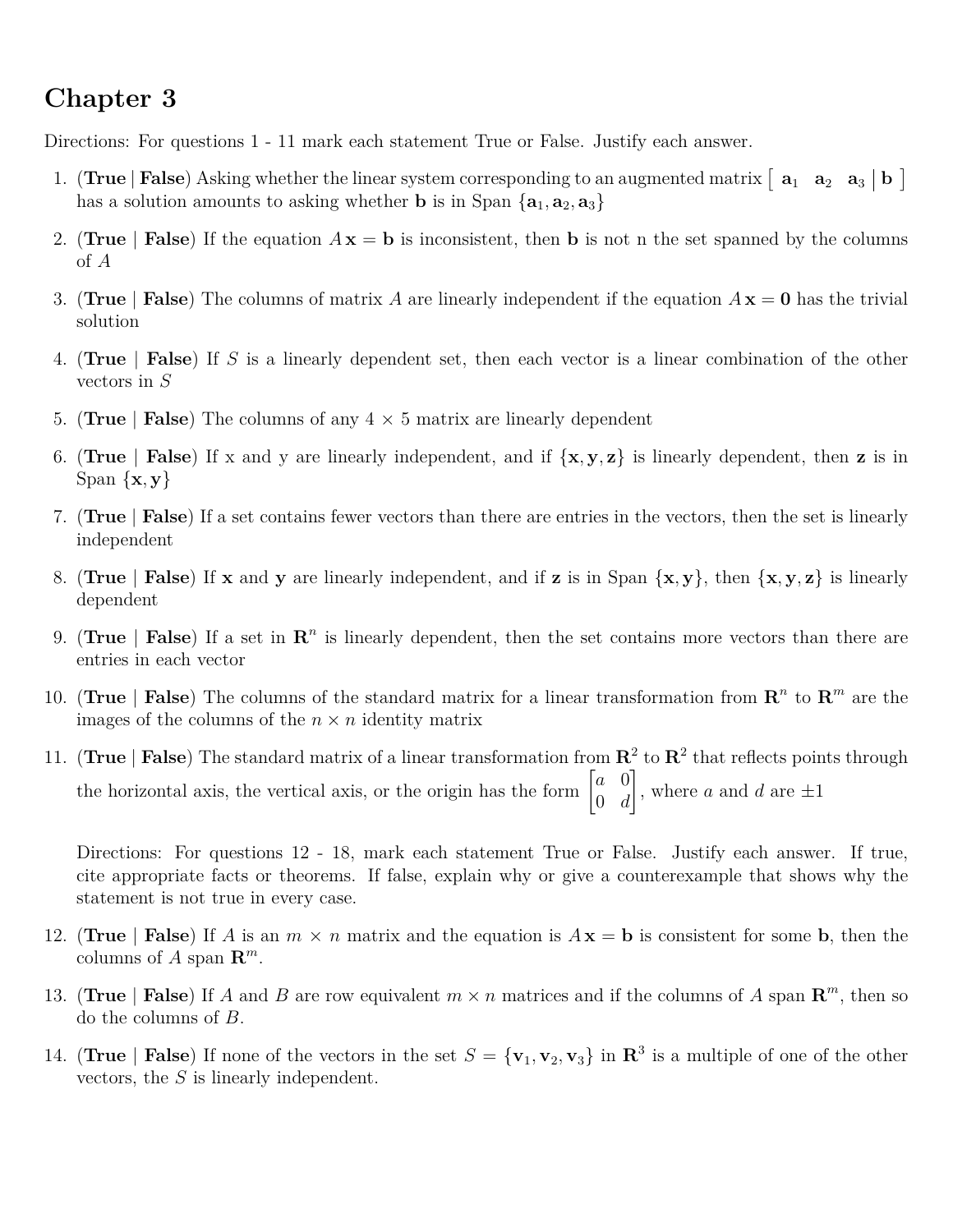# Chapter 3

Directions: For questions 1 - 11 mark each statement True or False. Justify each answer.

1. (**True** | **False**) Asking whether the linear system corresponding to an augmented matrix $\begin{bmatrix} \mathbf{a}_1 & \mathbf{a}_2 & \mathbf{a}_3 & | & \mathbf{b} \end{bmatrix}$ has a solution amounts to asking whether $\mathbf{b}$ is in Span $\{\mathbf{a}_1, \mathbf{a}_2, \mathbf{a}_3\}$

2. (**True** | **False**) If the equation $A\mathbf{x} = \mathbf{b}$ is inconsistent, then $\mathbf{b}$ is not n the set spanned by the columns of $A$

3. (**True** | **False**) The columns of matrix $A$ are linearly independent if the equation $A\mathbf{x} = \mathbf{0}$ has the trivial solution

4. (**True** | **False**) If $S$ is a linearly dependent set, then each vector is a linear combination of the other vectors in $S$

5. (**True** | **False**) The columns of any $4 \times 5$ matrix are linearly dependent

6. (**True** | **False**) If x and y are linearly independent, and if $\{\mathbf{x}, \mathbf{y}, \mathbf{z}\}$ is linearly dependent, then $\mathbf{z}$ is in Span $\{\mathbf{x}, \mathbf{y}\}$

7. (**True** | **False**) If a set contains fewer vectors than there are entries in the vectors, then the set is linearly independent

8. (**True** | **False**) If $\mathbf{x}$ and $\mathbf{y}$ are linearly independent, and if $\mathbf{z}$ is in Span $\{\mathbf{x}, \mathbf{y}\}$, then $\{\mathbf{x}, \mathbf{y}, \mathbf{z}\}$ is linearly dependent

9. (**True** | **False**) If a set in $\mathbf{R}^n$ is linearly dependent, then the set contains more vectors than there are entries in each vector

10. (**True** | **False**) The columns of the standard matrix for a linear transformation from $\mathbf{R}^n$ to $\mathbf{R}^m$ are the images of the columns of the $n \times n$ identity matrix

11. (**True** | **False**) The standard matrix of a linear transformation from $\mathbf{R}^2$ to $\mathbf{R}^2$ that reflects points through the horizontal axis, the vertical axis, or the origin has the form $\begin{bmatrix} a & 0 \\ 0 & d \end{bmatrix}$, where $a$ and $d$ are $\pm 1$

    Directions: For questions 12 - 18, mark each statement True or False. Justify each answer. If true, cite appropriate facts or theorems. If false, explain why or give a counterexample that shows why the statement is not true in every case.

12. (**True** | **False**) If $A$ is an $m \times n$ matrix and the equation is $A\mathbf{x} = \mathbf{b}$ is consistent for some $\mathbf{b}$, then the columns of $A$ span $\mathbf{R}^m$.

13. (**True** | **False**) If $A$ and $B$ are row equivalent $m \times n$ matrices and if the columns of $A$ span $\mathbf{R}^m$, then so do the columns of $B$.

14. (**True** | **False**) If none of the vectors in the set $S = \{\mathbf{v}_1, \mathbf{v}_2, \mathbf{v}_3\}$ in $\mathbf{R}^3$ is a multiple of one of the other vectors, the $S$ is linearly independent.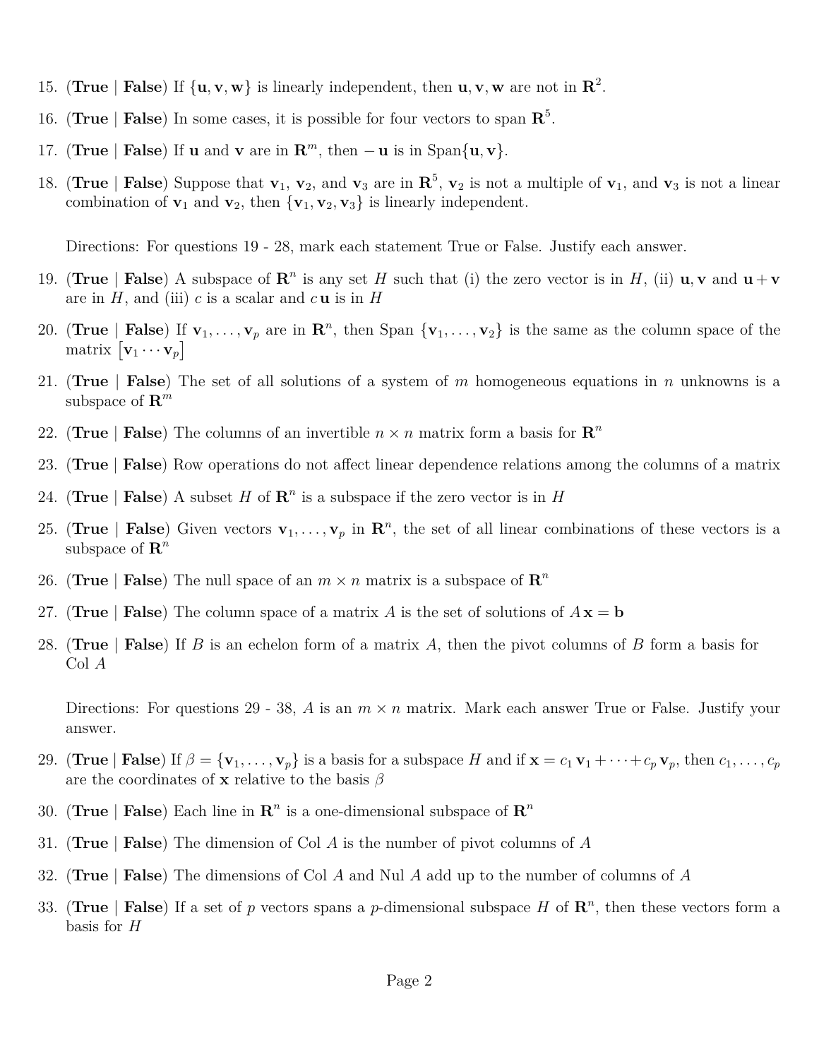15. (**True** | **False**) If $\{\mathbf{u}, \mathbf{v}, \mathbf{w}\}$ is linearly independent, then $\mathbf{u}, \mathbf{v}, \mathbf{w}$ are not in $\mathbf{R}^2$.

16. (**True** | **False**) In some cases, it is possible for four vectors to span $\mathbf{R}^5$.

17. (**True** | **False**) If $\mathbf{u}$ and $\mathbf{v}$ are in $\mathbf{R}^m$, then $-\mathbf{u}$ is in Span$\{\mathbf{u}, \mathbf{v}\}$.

18. (**True** | **False**) Suppose that $\mathbf{v}_1$, $\mathbf{v}_2$, and $\mathbf{v}_3$ are in $\mathbf{R}^5$, $\mathbf{v}_2$ is not a multiple of $\mathbf{v}_1$, and $\mathbf{v}_3$ is not a linear combination of $\mathbf{v}_1$ and $\mathbf{v}_2$, then $\{\mathbf{v}_1, \mathbf{v}_2, \mathbf{v}_3\}$ is linearly independent.

Directions: For questions 19 - 28, mark each statement True or False. Justify each answer.

19. (**True** | **False**) A subspace of $\mathbf{R}^n$ is any set $H$ such that (i) the zero vector is in $H$, (ii) $\mathbf{u}, \mathbf{v}$ and $\mathbf{u} + \mathbf{v}$ are in $H$, and (iii) $c$ is a scalar and $c\,\mathbf{u}$ is in $H$

20. (**True** | **False**) If $\mathbf{v}_1, \ldots, \mathbf{v}_p$ are in $\mathbf{R}^n$, then Span $\{\mathbf{v}_1, \ldots, \mathbf{v}_2\}$ is the same as the column space of the matrix $\begin{bmatrix}\mathbf{v}_1 \cdots \mathbf{v}_p\end{bmatrix}$

21. (**True** | **False**) The set of all solutions of a system of $m$ homogeneous equations in $n$ unknowns is a subspace of $\mathbf{R}^m$

22. (**True** | **False**) The columns of an invertible $n \times n$ matrix form a basis for $\mathbf{R}^n$

23. (**True** | **False**) Row operations do not affect linear dependence relations among the columns of a matrix

24. (**True** | **False**) A subset $H$ of $\mathbf{R}^n$ is a subspace if the zero vector is in $H$

25. (**True** | **False**) Given vectors $\mathbf{v}_1, \ldots, \mathbf{v}_p$ in $\mathbf{R}^n$, the set of all linear combinations of these vectors is a subspace of $\mathbf{R}^n$

26. (**True** | **False**) The null space of an $m \times n$ matrix is a subspace of $\mathbf{R}^n$

27. (**True** | **False**) The column space of a matrix $A$ is the set of solutions of $A\mathbf{x} = \mathbf{b}$

28. (**True** | **False**) If $B$ is an echelon form of a matrix $A$, then the pivot columns of $B$ form a basis for Col $A$

Directions: For questions 29 - 38, $A$ is an $m \times n$ matrix. Mark each answer True or False. Justify your answer.

29. (**True** | **False**) If $\beta = \{\mathbf{v}_1, \ldots, \mathbf{v}_p\}$ is a basis for a subspace $H$ and if $\mathbf{x} = c_1\,\mathbf{v}_1 + \cdots + c_p\,\mathbf{v}_p$, then $c_1, \ldots, c_p$ are the coordinates of $\mathbf{x}$ relative to the basis $\beta$

30. (**True** | **False**) Each line in $\mathbf{R}^n$ is a one-dimensional subspace of $\mathbf{R}^n$

31. (**True** | **False**) The dimension of Col $A$ is the number of pivot columns of $A$

32. (**True** | **False**) The dimensions of Col $A$ and Nul $A$ add up to the number of columns of $A$

33. (**True** | **False**) If a set of $p$ vectors spans a $p$-dimensional subspace $H$ of $\mathbf{R}^n$, then these vectors form a basis for $H$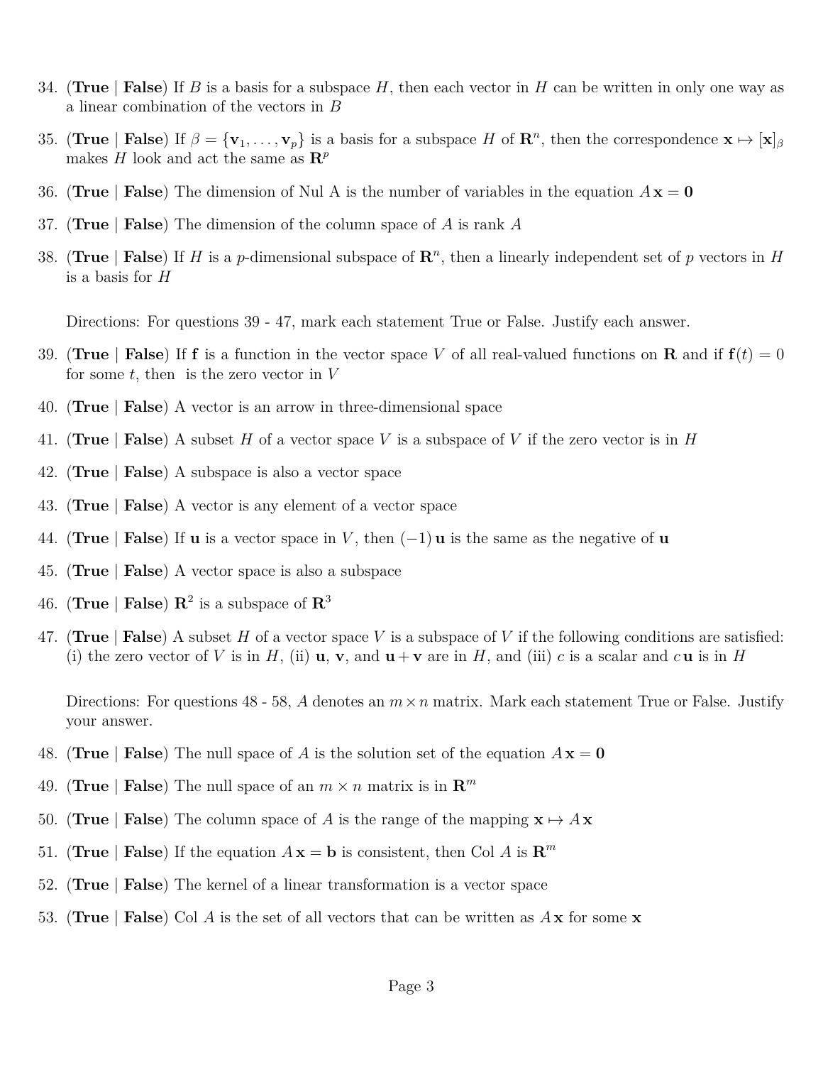34. (**True** | **False**) If $B$ is a basis for a subspace $H$, then each vector in $H$ can be written in only one way as a linear combination of the vectors in $B$

35. (**True** | **False**) If $\beta = \{\mathbf{v}_1, \ldots, \mathbf{v}_p\}$ is a basis for a subspace $H$ of $\mathbf{R}^n$, then the correspondence $\mathbf{x} \mapsto [\mathbf{x}]_\beta$ makes $H$ look and act the same as $\mathbf{R}^p$

36. (**True** | **False**) The dimension of Nul A is the number of variables in the equation $A\mathbf{x} = \mathbf{0}$

37. (**True** | **False**) The dimension of the column space of $A$ is rank $A$

38. (**True** | **False**) If $H$ is a $p$-dimensional subspace of $\mathbf{R}^n$, then a linearly independent set of $p$ vectors in $H$ is a basis for $H$

Directions: For questions 39 - 47, mark each statement True or False. Justify each answer.

39. (**True** | **False**) If $\mathbf{f}$ is a function in the vector space $V$ of all real-valued functions on $\mathbf{R}$ and if $\mathbf{f}(t) = 0$ for some $t$, then is the zero vector in $V$

40. (**True** | **False**) A vector is an arrow in three-dimensional space

41. (**True** | **False**) A subset $H$ of a vector space $V$ is a subspace of $V$ if the zero vector is in $H$

42. (**True** | **False**) A subspace is also a vector space

43. (**True** | **False**) A vector is any element of a vector space

44. (**True** | **False**) If $\mathbf{u}$ is a vector space in $V$, then $(-1)\,\mathbf{u}$ is the same as the negative of $\mathbf{u}$

45. (**True** | **False**) A vector space is also a subspace

46. (**True** | **False**) $\mathbf{R}^2$ is a subspace of $\mathbf{R}^3$

47. (**True** | **False**) A subset $H$ of a vector space $V$ is a subspace of $V$ if the following conditions are satisfied: (i) the zero vector of $V$ is in $H$, (ii) $\mathbf{u}$, $\mathbf{v}$, and $\mathbf{u} + \mathbf{v}$ are in $H$, and (iii) $c$ is a scalar and $c\,\mathbf{u}$ is in $H$

Directions: For questions 48 - 58, $A$ denotes an $m \times n$ matrix. Mark each statement True or False. Justify your answer.

48. (**True** | **False**) The null space of $A$ is the solution set of the equation $A\mathbf{x} = \mathbf{0}$

49. (**True** | **False**) The null space of an $m \times n$ matrix is in $\mathbf{R}^m$

50. (**True** | **False**) The column space of $A$ is the range of the mapping $\mathbf{x} \mapsto A\mathbf{x}$

51. (**True** | **False**) If the equation $A\mathbf{x} = \mathbf{b}$ is consistent, then Col $A$ is $\mathbf{R}^m$

52. (**True** | **False**) The kernel of a linear transformation is a vector space

53. (**True** | **False**) Col $A$ is the set of all vectors that can be written as $A\mathbf{x}$ for some $\mathbf{x}$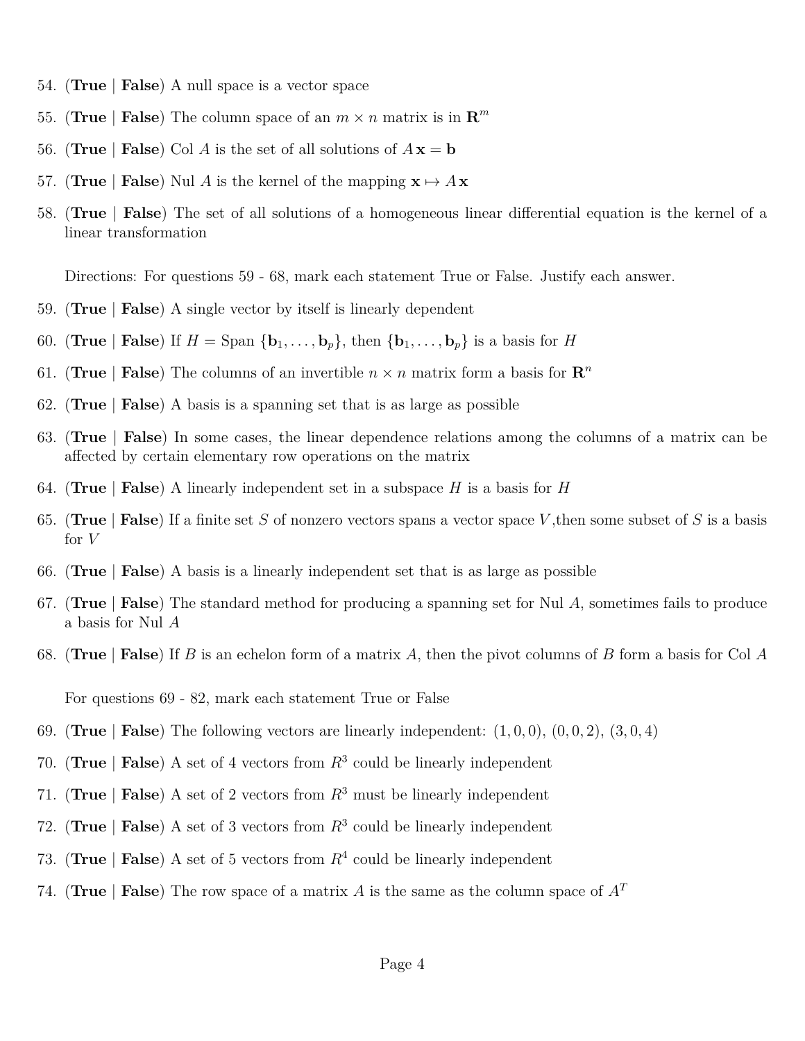54. (**True** | **False**) A null space is a vector space

55. (**True** | **False**) The column space of an $m \times n$ matrix is in $\mathbf{R}^m$

56. (**True** | **False**) Col $A$ is the set of all solutions of $A\mathbf{x} = \mathbf{b}$

57. (**True** | **False**) Nul $A$ is the kernel of the mapping $\mathbf{x} \mapsto A\mathbf{x}$

58. (**True** | **False**) The set of all solutions of a homogeneous linear differential equation is the kernel of a linear transformation

Directions: For questions 59 - 68, mark each statement True or False. Justify each answer.

59. (**True** | **False**) A single vector by itself is linearly dependent

60. (**True** | **False**) If $H = \text{Span}\,\{\mathbf{b}_1, \ldots, \mathbf{b}_p\}$, then $\{\mathbf{b}_1, \ldots, \mathbf{b}_p\}$ is a basis for $H$

61. (**True** | **False**) The columns of an invertible $n \times n$ matrix form a basis for $\mathbf{R}^n$

62. (**True** | **False**) A basis is a spanning set that is as large as possible

63. (**True** | **False**) In some cases, the linear dependence relations among the columns of a matrix can be affected by certain elementary row operations on the matrix

64. (**True** | **False**) A linearly independent set in a subspace $H$ is a basis for $H$

65. (**True** | **False**) If a finite set $S$ of nonzero vectors spans a vector space $V$,then some subset of $S$ is a basis for $V$

66. (**True** | **False**) A basis is a linearly independent set that is as large as possible

67. (**True** | **False**) The standard method for producing a spanning set for Nul $A$, sometimes fails to produce a basis for Nul $A$

68. (**True** | **False**) If $B$ is an echelon form of a matrix $A$, then the pivot columns of $B$ form a basis for Col $A$

For questions 69 - 82, mark each statement True or False

69. (**True** | **False**) The following vectors are linearly independent: $(1, 0, 0)$, $(0, 0, 2)$, $(3, 0, 4)$

70. (**True** | **False**) A set of 4 vectors from $R^3$ could be linearly independent

71. (**True** | **False**) A set of 2 vectors from $R^3$ must be linearly independent

72. (**True** | **False**) A set of 3 vectors from $R^3$ could be linearly independent

73. (**True** | **False**) A set of 5 vectors from $R^4$ could be linearly independent

74. (**True** | **False**) The row space of a matrix $A$ is the same as the column space of $A^T$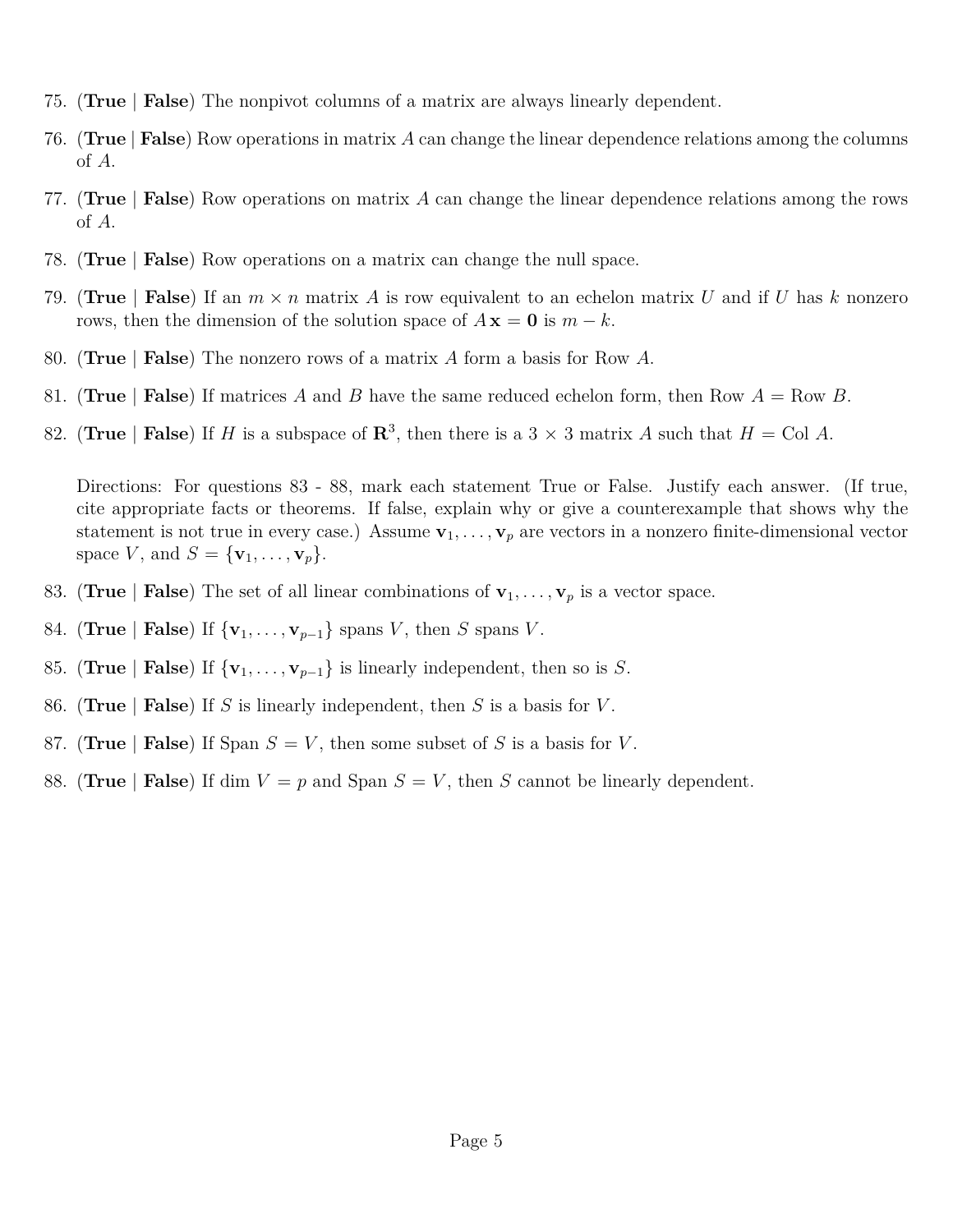75. (**True** | **False**) The nonpivot columns of a matrix are always linearly dependent.

76. (**True** | **False**) Row operations in matrix $A$ can change the linear dependence relations among the columns of $A$.

77. (**True** | **False**) Row operations on matrix $A$ can change the linear dependence relations among the rows of $A$.

78. (**True** | **False**) Row operations on a matrix can change the null space.

79. (**True** | **False**) If an $m \times n$ matrix $A$ is row equivalent to an echelon matrix $U$ and if $U$ has $k$ nonzero rows, then the dimension of the solution space of $A\mathbf{x} = \mathbf{0}$ is $m - k$.

80. (**True** | **False**) The nonzero rows of a matrix $A$ form a basis for Row $A$.

81. (**True** | **False**) If matrices $A$ and $B$ have the same reduced echelon form, then Row $A$ = Row $B$.

82. (**True** | **False**) If $H$ is a subspace of $\mathbf{R}^3$, then there is a $3 \times 3$ matrix $A$ such that $H = \text{Col } A$.

Directions: For questions 83 - 88, mark each statement True or False. Justify each answer. (If true, cite appropriate facts or theorems. If false, explain why or give a counterexample that shows why the statement is not true in every case.) Assume $\mathbf{v}_1, \ldots, \mathbf{v}_p$ are vectors in a nonzero finite-dimensional vector space $V$, and $S = \{\mathbf{v}_1, \ldots, \mathbf{v}_p\}$.

83. (**True** | **False**) The set of all linear combinations of $\mathbf{v}_1, \ldots, \mathbf{v}_p$ is a vector space.

84. (**True** | **False**) If $\{\mathbf{v}_1, \ldots, \mathbf{v}_{p-1}\}$ spans $V$, then $S$ spans $V$.

85. (**True** | **False**) If $\{\mathbf{v}_1, \ldots, \mathbf{v}_{p-1}\}$ is linearly independent, then so is $S$.

86. (**True** | **False**) If $S$ is linearly independent, then $S$ is a basis for $V$.

87. (**True** | **False**) If Span $S = V$, then some subset of $S$ is a basis for $V$.

88. (**True** | **False**) If dim $V = p$ and Span $S = V$, then $S$ cannot be linearly dependent.